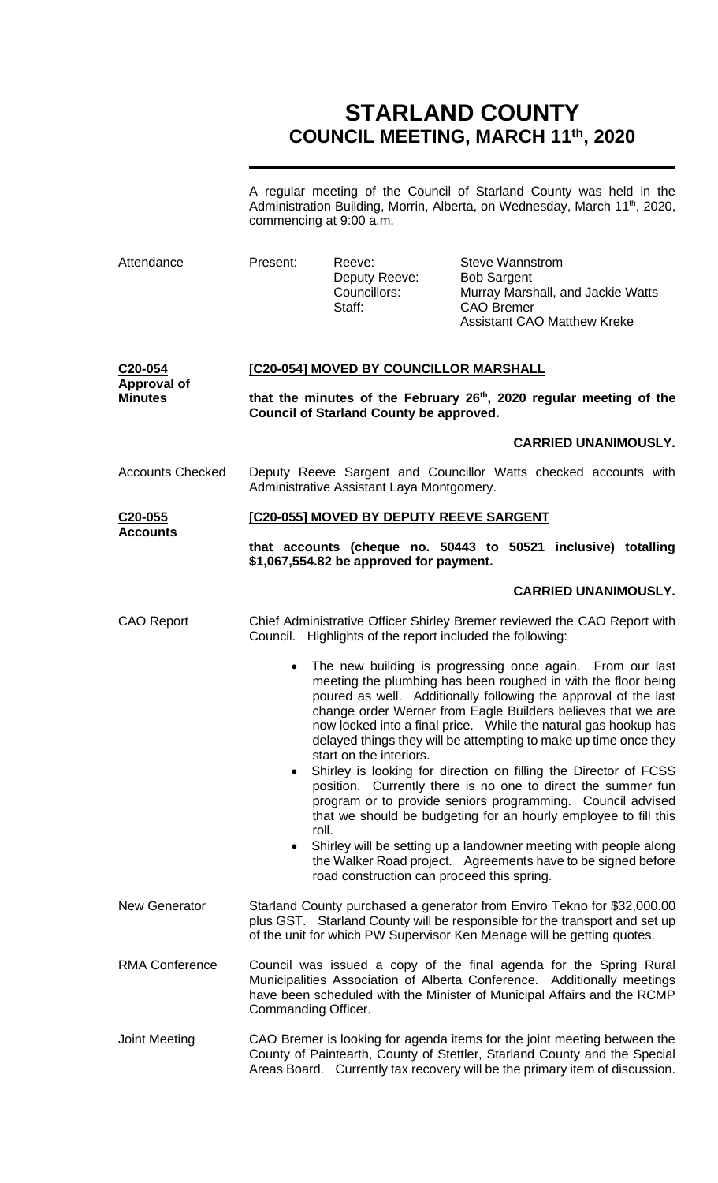# STARLAND COUNTY
## COUNCIL MEETING, MARCH 11th, 2020

A regular meeting of the Council of Starland County was held in the Administration Building, Morrin, Alberta, on Wednesday, March 11th, 2020, commencing at 9:00 a.m.

| Attendance | Present: | Reeve: | Steve Wannstrom |
|---|---|---|---|
| | | Deputy Reeve: | Bob Sargent |
| | | Councillors: | Murray Marshall, and Jackie Watts |
| | | Staff: | CAO Bremer |
| | | | Assistant CAO Matthew Kreke |

**C20-054**
**Approval of Minutes**

**[C20-054] MOVED BY COUNCILLOR MARSHALL**

**that the minutes of the February 26th, 2020 regular meeting of the Council of Starland County be approved.**

**CARRIED UNANIMOUSLY.**

Accounts Checked

Deputy Reeve Sargent and Councillor Watts checked accounts with Administrative Assistant Laya Montgomery.

**C20-055**
**Accounts**

**[C20-055] MOVED BY DEPUTY REEVE SARGENT**

**that accounts (cheque no. 50443 to 50521 inclusive) totalling $1,067,554.82 be approved for payment.**

**CARRIED UNANIMOUSLY.**

CAO Report

Chief Administrative Officer Shirley Bremer reviewed the CAO Report with Council. Highlights of the report included the following:

- The new building is progressing once again. From our last meeting the plumbing has been roughed in with the floor being poured as well. Additionally following the approval of the last change order Werner from Eagle Builders believes that we are now locked into a final price. While the natural gas hookup has delayed things they will be attempting to make up time once they start on the interiors.
- Shirley is looking for direction on filling the Director of FCSS position. Currently there is no one to direct the summer fun program or to provide seniors programming. Council advised that we should be budgeting for an hourly employee to fill this roll.
- Shirley will be setting up a landowner meeting with people along the Walker Road project. Agreements have to be signed before road construction can proceed this spring.

New Generator

Starland County purchased a generator from Enviro Tekno for $32,000.00 plus GST. Starland County will be responsible for the transport and set up of the unit for which PW Supervisor Ken Menage will be getting quotes.

RMA Conference

Council was issued a copy of the final agenda for the Spring Rural Municipalities Association of Alberta Conference. Additionally meetings have been scheduled with the Minister of Municipal Affairs and the RCMP Commanding Officer.

Joint Meeting

CAO Bremer is looking for agenda items for the joint meeting between the County of Paintearth, County of Stettler, Starland County and the Special Areas Board. Currently tax recovery will be the primary item of discussion.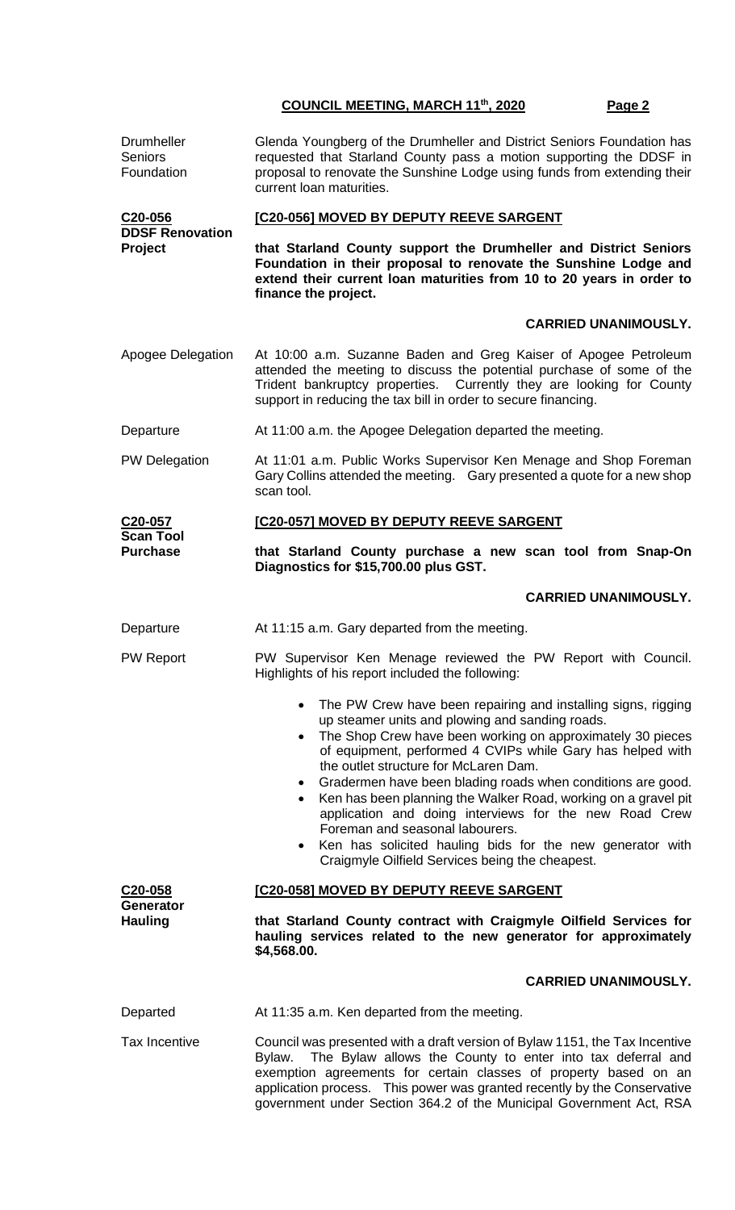**Drumheller Seniors Foundation**

Glenda Youngberg of the Drumheller and District Seniors Foundation has requested that Starland County pass a motion supporting the DDSF in proposal to renovate the Sunshine Lodge using funds from extending their current loan maturities.

**C20-056**
**DDSF Renovation Project**

**[C20-056] MOVED BY DEPUTY REEVE SARGENT**

**that Starland County support the Drumheller and District Seniors Foundation in their proposal to renovate the Sunshine Lodge and extend their current loan maturities from 10 to 20 years in order to finance the project.**

**CARRIED UNANIMOUSLY.**

**Apogee Delegation**

At 10:00 a.m. Suzanne Baden and Greg Kaiser of Apogee Petroleum attended the meeting to discuss the potential purchase of some of the Trident bankruptcy properties. Currently they are looking for County support in reducing the tax bill in order to secure financing.

**Departure**

At 11:00 a.m. the Apogee Delegation departed the meeting.

**PW Delegation**

At 11:01 a.m. Public Works Supervisor Ken Menage and Shop Foreman Gary Collins attended the meeting. Gary presented a quote for a new shop scan tool.

**C20-057**
**Scan Tool Purchase**

**[C20-057] MOVED BY DEPUTY REEVE SARGENT**

**that Starland County purchase a new scan tool from Snap-On Diagnostics for $15,700.00 plus GST.**

**CARRIED UNANIMOUSLY.**

**Departure**

At 11:15 a.m. Gary departed from the meeting.

**PW Report**

PW Supervisor Ken Menage reviewed the PW Report with Council. Highlights of his report included the following:

- The PW Crew have been repairing and installing signs, rigging up steamer units and plowing and sanding roads.
- The Shop Crew have been working on approximately 30 pieces of equipment, performed 4 CVIPs while Gary has helped with the outlet structure for McLaren Dam.
- Gradermen have been blading roads when conditions are good.
- Ken has been planning the Walker Road, working on a gravel pit application and doing interviews for the new Road Crew Foreman and seasonal labourers.
- Ken has solicited hauling bids for the new generator with Craigmyle Oilfield Services being the cheapest.

**C20-058**
**Generator Hauling**

**[C20-058] MOVED BY DEPUTY REEVE SARGENT**

**that Starland County contract with Craigmyle Oilfield Services for hauling services related to the new generator for approximately $4,568.00.**

**CARRIED UNANIMOUSLY.**

**Departed**

At 11:35 a.m. Ken departed from the meeting.

**Tax Incentive**

Council was presented with a draft version of Bylaw 1151, the Tax Incentive Bylaw. The Bylaw allows the County to enter into tax deferral and exemption agreements for certain classes of property based on an application process. This power was granted recently by the Conservative government under Section 364.2 of the Municipal Government Act, RSA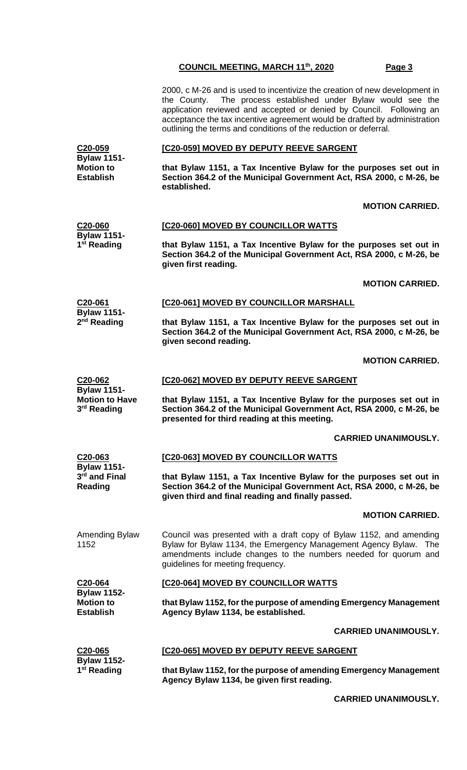2000, c M-26 and is used to incentivize the creation of new development in the County. The process established under Bylaw would see the application reviewed and accepted or denied by Council. Following an acceptance the tax incentive agreement would be drafted by administration outlining the terms and conditions of the reduction or deferral.

**C20-059**
**Bylaw 1151- Motion to Establish**

**[C20-059] MOVED BY DEPUTY REEVE SARGENT**

**that Bylaw 1151, a Tax Incentive Bylaw for the purposes set out in Section 364.2 of the Municipal Government Act, RSA 2000, c M-26, be established.**

**MOTION CARRIED.**

**C20-060**
**Bylaw 1151- 1st Reading**

**[C20-060] MOVED BY COUNCILLOR WATTS**

**that Bylaw 1151, a Tax Incentive Bylaw for the purposes set out in Section 364.2 of the Municipal Government Act, RSA 2000, c M-26, be given first reading.**

**MOTION CARRIED.**

**C20-061**
**Bylaw 1151- 2nd Reading**

**[C20-061] MOVED BY COUNCILLOR MARSHALL**

**that Bylaw 1151, a Tax Incentive Bylaw for the purposes set out in Section 364.2 of the Municipal Government Act, RSA 2000, c M-26, be given second reading.**

**MOTION CARRIED.**

**C20-062**
**Bylaw 1151- Motion to Have 3rd Reading**

**[C20-062] MOVED BY DEPUTY REEVE SARGENT**

**that Bylaw 1151, a Tax Incentive Bylaw for the purposes set out in Section 364.2 of the Municipal Government Act, RSA 2000, c M-26, be presented for third reading at this meeting.**

**CARRIED UNANIMOUSLY.**

**C20-063**
**Bylaw 1151- 3rd and Final Reading**

**[C20-063] MOVED BY COUNCILLOR WATTS**

**that Bylaw 1151, a Tax Incentive Bylaw for the purposes set out in Section 364.2 of the Municipal Government Act, RSA 2000, c M-26, be given third and final reading and finally passed.**

**MOTION CARRIED.**

Amending Bylaw 1152

Council was presented with a draft copy of Bylaw 1152, and amending Bylaw for Bylaw 1134, the Emergency Management Agency Bylaw. The amendments include changes to the numbers needed for quorum and guidelines for meeting frequency.

**C20-064**
**Bylaw 1152- Motion to Establish**

**[C20-064] MOVED BY COUNCILLOR WATTS**

**that Bylaw 1152, for the purpose of amending Emergency Management Agency Bylaw 1134, be established.**

**CARRIED UNANIMOUSLY.**

**C20-065**
**Bylaw 1152- 1st Reading**

**[C20-065] MOVED BY DEPUTY REEVE SARGENT**

**that Bylaw 1152, for the purpose of amending Emergency Management Agency Bylaw 1134, be given first reading.**

**CARRIED UNANIMOUSLY.**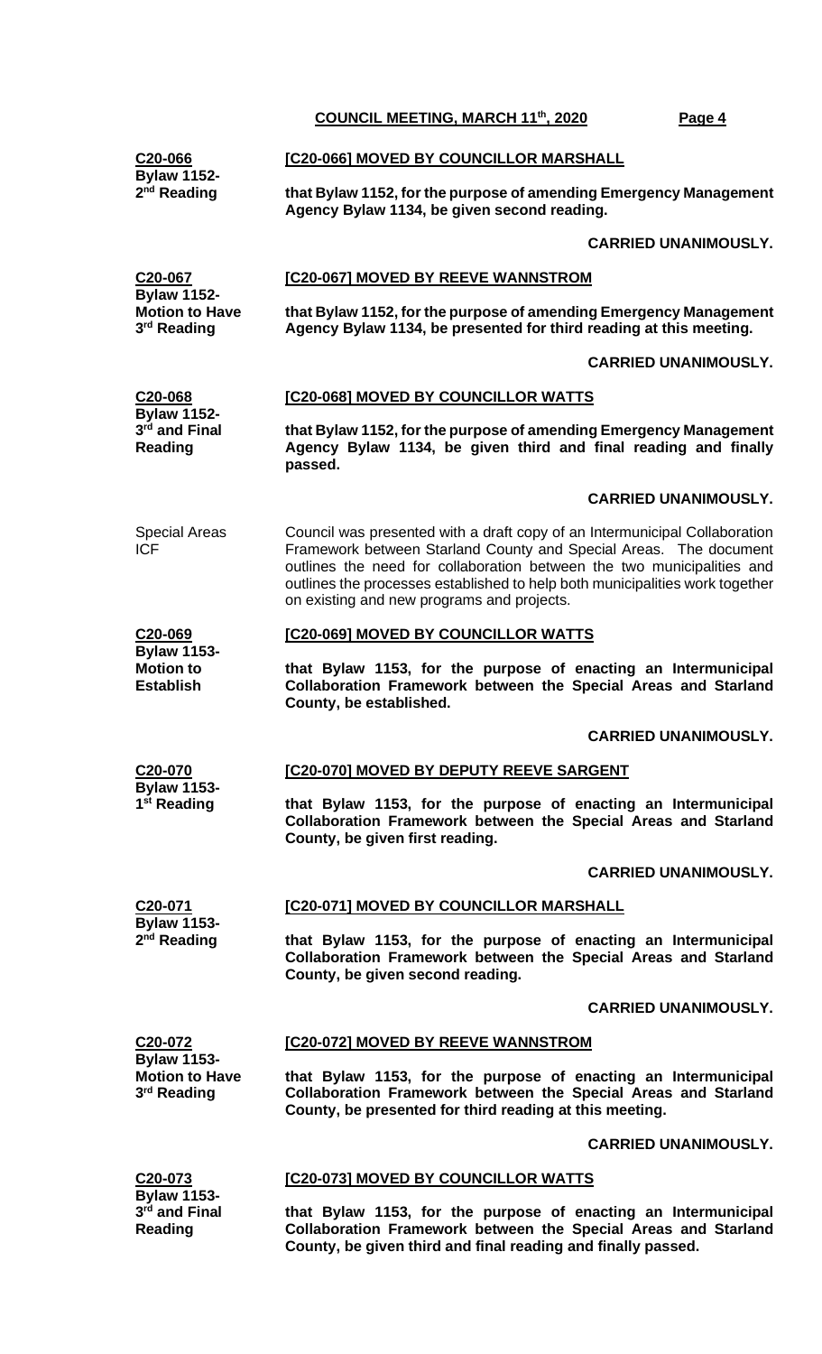**C20-066**
**Bylaw 1152- 2nd Reading**

**[C20-066] MOVED BY COUNCILLOR MARSHALL**

**that Bylaw 1152, for the purpose of amending Emergency Management Agency Bylaw 1134, be given second reading.**

**CARRIED UNANIMOUSLY.**

**C20-067**
**Bylaw 1152- Motion to Have 3rd Reading**

**[C20-067] MOVED BY REEVE WANNSTROM**

**that Bylaw 1152, for the purpose of amending Emergency Management Agency Bylaw 1134, be presented for third reading at this meeting.**

**CARRIED UNANIMOUSLY.**

**C20-068**
**Bylaw 1152- 3rd and Final Reading**

**[C20-068] MOVED BY COUNCILLOR WATTS**

**that Bylaw 1152, for the purpose of amending Emergency Management Agency Bylaw 1134, be given third and final reading and finally passed.**

**CARRIED UNANIMOUSLY.**

Special Areas ICF

Council was presented with a draft copy of an Intermunicipal Collaboration Framework between Starland County and Special Areas. The document outlines the need for collaboration between the two municipalities and outlines the processes established to help both municipalities work together on existing and new programs and projects.

**C20-069**
**Bylaw 1153- Motion to Establish**

**[C20-069] MOVED BY COUNCILLOR WATTS**

**that Bylaw 1153, for the purpose of enacting an Intermunicipal Collaboration Framework between the Special Areas and Starland County, be established.**

**CARRIED UNANIMOUSLY.**

**C20-070**
**Bylaw 1153- 1st Reading**

**[C20-070] MOVED BY DEPUTY REEVE SARGENT**

**that Bylaw 1153, for the purpose of enacting an Intermunicipal Collaboration Framework between the Special Areas and Starland County, be given first reading.**

**CARRIED UNANIMOUSLY.**

**C20-071**
**Bylaw 1153- 2nd Reading**

**[C20-071] MOVED BY COUNCILLOR MARSHALL**

**that Bylaw 1153, for the purpose of enacting an Intermunicipal Collaboration Framework between the Special Areas and Starland County, be given second reading.**

**CARRIED UNANIMOUSLY.**

**C20-072**
**Bylaw 1153- Motion to Have 3rd Reading**

**[C20-072] MOVED BY REEVE WANNSTROM**

**that Bylaw 1153, for the purpose of enacting an Intermunicipal Collaboration Framework between the Special Areas and Starland County, be presented for third reading at this meeting.**

**CARRIED UNANIMOUSLY.**

**C20-073**
**Bylaw 1153- 3rd and Final Reading**

**[C20-073] MOVED BY COUNCILLOR WATTS**

**that Bylaw 1153, for the purpose of enacting an Intermunicipal Collaboration Framework between the Special Areas and Starland County, be given third and final reading and finally passed.**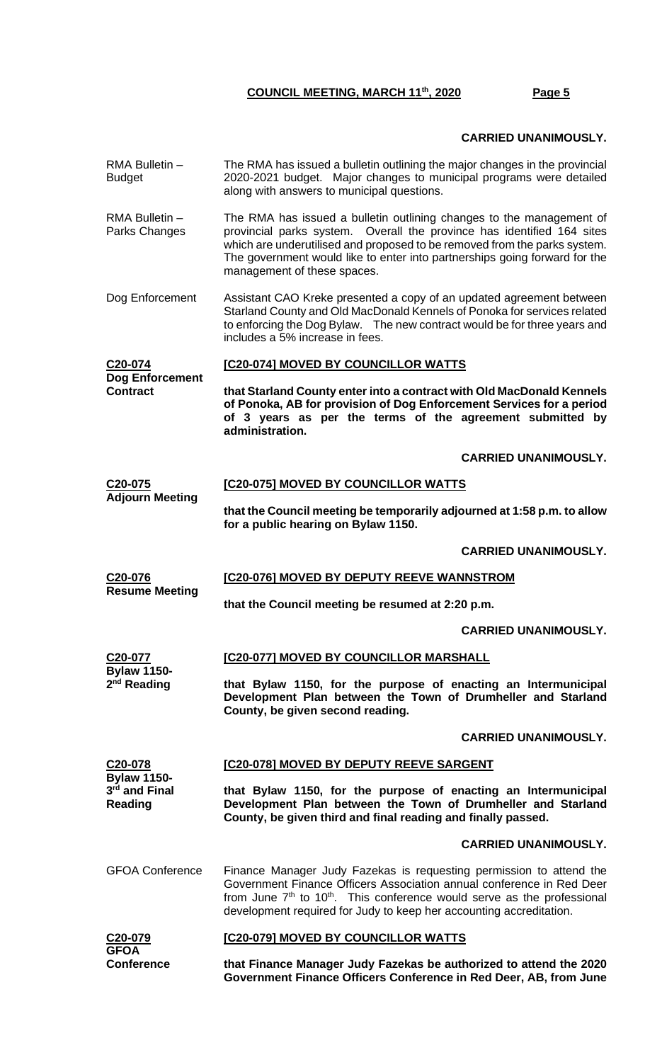**CARRIED UNANIMOUSLY.**

RMA Bulletin – Budget

The RMA has issued a bulletin outlining the major changes in the provincial 2020-2021 budget. Major changes to municipal programs were detailed along with answers to municipal questions.

RMA Bulletin – Parks Changes

The RMA has issued a bulletin outlining changes to the management of provincial parks system. Overall the province has identified 164 sites which are underutilised and proposed to be removed from the parks system. The government would like to enter into partnerships going forward for the management of these spaces.

Dog Enforcement

Assistant CAO Kreke presented a copy of an updated agreement between Starland County and Old MacDonald Kennels of Ponoka for services related to enforcing the Dog Bylaw. The new contract would be for three years and includes a 5% increase in fees.

**C20-074**
**Dog Enforcement Contract**

**[C20-074] MOVED BY COUNCILLOR WATTS**

**that Starland County enter into a contract with Old MacDonald Kennels of Ponoka, AB for provision of Dog Enforcement Services for a period of 3 years as per the terms of the agreement submitted by administration.**

**CARRIED UNANIMOUSLY.**

**C20-075**
**Adjourn Meeting**

**[C20-075] MOVED BY COUNCILLOR WATTS**

**that the Council meeting be temporarily adjourned at 1:58 p.m. to allow for a public hearing on Bylaw 1150.**

**CARRIED UNANIMOUSLY.**

**C20-076**
**Resume Meeting**

**[C20-076] MOVED BY DEPUTY REEVE WANNSTROM**

**that the Council meeting be resumed at 2:20 p.m.**

**CARRIED UNANIMOUSLY.**

**C20-077**
**Bylaw 1150- 2nd Reading**

**[C20-077] MOVED BY COUNCILLOR MARSHALL**

**that Bylaw 1150, for the purpose of enacting an Intermunicipal Development Plan between the Town of Drumheller and Starland County, be given second reading.**

**CARRIED UNANIMOUSLY.**

**C20-078**
**Bylaw 1150- 3rd and Final Reading**

**[C20-078] MOVED BY DEPUTY REEVE SARGENT**

**that Bylaw 1150, for the purpose of enacting an Intermunicipal Development Plan between the Town of Drumheller and Starland County, be given third and final reading and finally passed.**

**CARRIED UNANIMOUSLY.**

GFOA Conference

Finance Manager Judy Fazekas is requesting permission to attend the Government Finance Officers Association annual conference in Red Deer from June 7th to 10th. This conference would serve as the professional development required for Judy to keep her accounting accreditation.

**C20-079**
**GFOA Conference**

**[C20-079] MOVED BY COUNCILLOR WATTS**

**that Finance Manager Judy Fazekas be authorized to attend the 2020 Government Finance Officers Conference in Red Deer, AB, from June**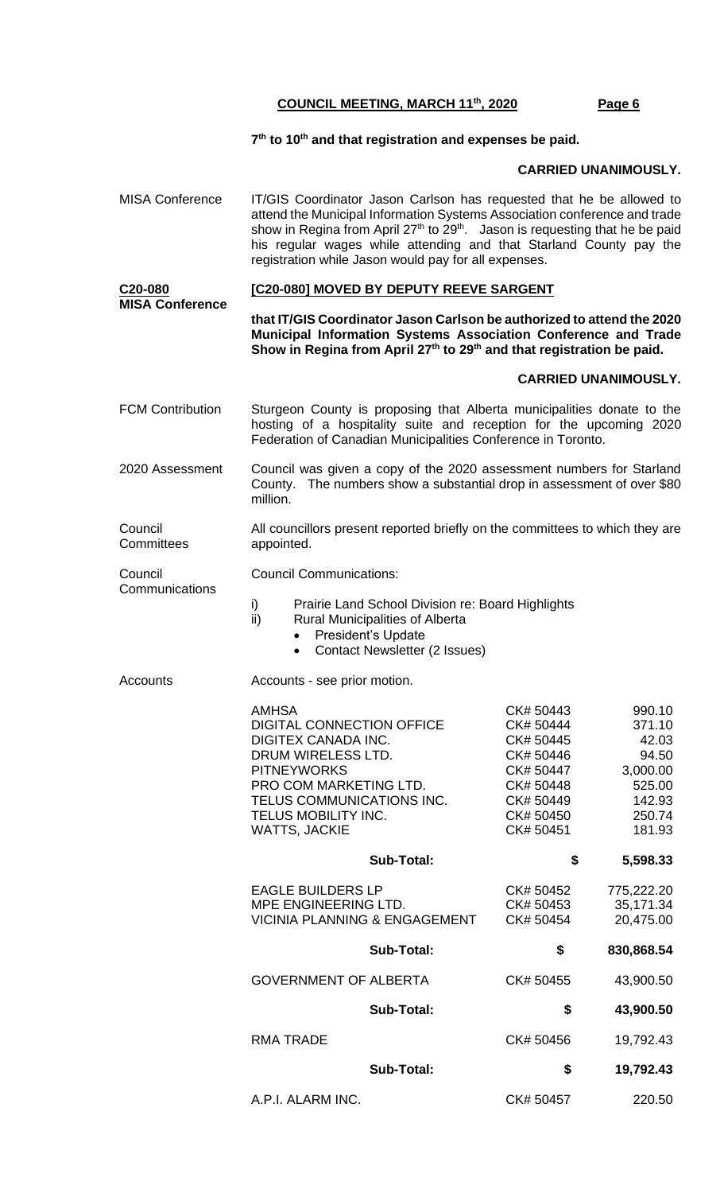**7th to 10th and that registration and expenses be paid.**

**CARRIED UNANIMOUSLY.**

MISA Conference

IT/GIS Coordinator Jason Carlson has requested that he be allowed to attend the Municipal Information Systems Association conference and trade show in Regina from April 27th to 29th. Jason is requesting that he be paid his regular wages while attending and that Starland County pay the registration while Jason would pay for all expenses.

**C20-080**
**MISA Conference**

**[C20-080] MOVED BY DEPUTY REEVE SARGENT**

**that IT/GIS Coordinator Jason Carlson be authorized to attend the 2020 Municipal Information Systems Association Conference and Trade Show in Regina from April 27th to 29th and that registration be paid.**

**CARRIED UNANIMOUSLY.**

FCM Contribution

Sturgeon County is proposing that Alberta municipalities donate to the hosting of a hospitality suite and reception for the upcoming 2020 Federation of Canadian Municipalities Conference in Toronto.

2020 Assessment

Council was given a copy of the 2020 assessment numbers for Starland County. The numbers show a substantial drop in assessment of over $80 million.

Council Committees

All councillors present reported briefly on the committees to which they are appointed.

Council Communications

Council Communications:

i) Prairie Land School Division re: Board Highlights
ii) Rural Municipalities of Alberta
   - President's Update
   - Contact Newsletter (2 Issues)

Accounts

Accounts - see prior motion.

| | | |
|---|---|---|
| AMHSA | CK# 50443 | 990.10 |
| DIGITAL CONNECTION OFFICE | CK# 50444 | 371.10 |
| DIGITEX CANADA INC. | CK# 50445 | 42.03 |
| DRUM WIRELESS LTD. | CK# 50446 | 94.50 |
| PITNEYWORKS | CK# 50447 | 3,000.00 |
| PRO COM MARKETING LTD. | CK# 50448 | 525.00 |
| TELUS COMMUNICATIONS INC. | CK# 50449 | 142.93 |
| TELUS MOBILITY INC. | CK# 50450 | 250.74 |
| WATTS, JACKIE | CK# 50451 | 181.93 |
| **Sub-Total:** | **$** | **5,598.33** |
| EAGLE BUILDERS LP | CK# 50452 | 775,222.20 |
| MPE ENGINEERING LTD. | CK# 50453 | 35,171.34 |
| VICINIA PLANNING & ENGAGEMENT | CK# 50454 | 20,475.00 |
| **Sub-Total:** | **$** | **830,868.54** |
| GOVERNMENT OF ALBERTA | CK# 50455 | 43,900.50 |
| **Sub-Total:** | **$** | **43,900.50** |
| RMA TRADE | CK# 50456 | 19,792.43 |
| **Sub-Total:** | **$** | **19,792.43** |
| A.P.I. ALARM INC. | CK# 50457 | 220.50 |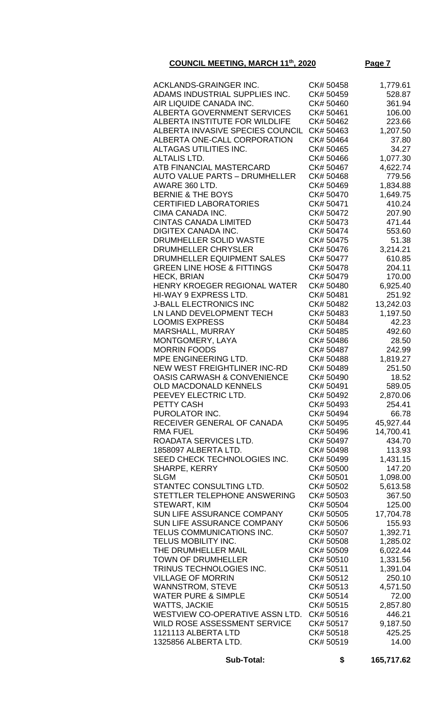**COUNCIL MEETING, MARCH 11th, 2020**

| | | |
|---|---|---|
| ACKLANDS-GRAINGER INC. | CK# 50458 | 1,779.61 |
| ADAMS INDUSTRIAL SUPPLIES INC. | CK# 50459 | 528.87 |
| AIR LIQUIDE CANADA INC. | CK# 50460 | 361.94 |
| ALBERTA GOVERNMENT SERVICES | CK# 50461 | 106.00 |
| ALBERTA INSTITUTE FOR WILDLIFE | CK# 50462 | 223.66 |
| ALBERTA INVASIVE SPECIES COUNCIL | CK# 50463 | 1,207.50 |
| ALBERTA ONE-CALL CORPORATION | CK# 50464 | 37.80 |
| ALTAGAS UTILITIES INC. | CK# 50465 | 34.27 |
| ALTALIS LTD. | CK# 50466 | 1,077.30 |
| ATB FINANCIAL MASTERCARD | CK# 50467 | 4,622.74 |
| AUTO VALUE PARTS – DRUMHELLER | CK# 50468 | 779.56 |
| AWARE 360 LTD. | CK# 50469 | 1,834.88 |
| BERNIE & THE BOYS | CK# 50470 | 1,649.75 |
| CERTIFIED LABORATORIES | CK# 50471 | 410.24 |
| CIMA CANADA INC. | CK# 50472 | 207.90 |
| CINTAS CANADA LIMITED | CK# 50473 | 471.44 |
| DIGITEX CANADA INC. | CK# 50474 | 553.60 |
| DRUMHELLER SOLID WASTE | CK# 50475 | 51.38 |
| DRUMHELLER CHRYSLER | CK# 50476 | 3,214.21 |
| DRUMHELLER EQUIPMENT SALES | CK# 50477 | 610.85 |
| GREEN LINE HOSE & FITTINGS | CK# 50478 | 204.11 |
| HECK, BRIAN | CK# 50479 | 170.00 |
| HENRY KROEGER REGIONAL WATER | CK# 50480 | 6,925.40 |
| HI-WAY 9 EXPRESS LTD. | CK# 50481 | 251.92 |
| J-BALL ELECTRONICS INC | CK# 50482 | 13,242.03 |
| LN LAND DEVELOPMENT TECH | CK# 50483 | 1,197.50 |
| LOOMIS EXPRESS | CK# 50484 | 42.23 |
| MARSHALL, MURRAY | CK# 50485 | 492.60 |
| MONTGOMERY, LAYA | CK# 50486 | 28.50 |
| MORRIN FOODS | CK# 50487 | 242.99 |
| MPE ENGINEERING LTD. | CK# 50488 | 1,819.27 |
| NEW WEST FREIGHTLINER INC-RD | CK# 50489 | 251.50 |
| OASIS CARWASH & CONVENIENCE | CK# 50490 | 18.52 |
| OLD MACDONALD KENNELS | CK# 50491 | 589.05 |
| PEEVEY ELECTRIC LTD. | CK# 50492 | 2,870.06 |
| PETTY CASH | CK# 50493 | 254.41 |
| PUROLATOR INC. | CK# 50494 | 66.78 |
| RECEIVER GENERAL OF CANADA | CK# 50495 | 45,927.44 |
| RMA FUEL | CK# 50496 | 14,700.41 |
| ROADATA SERVICES LTD. | CK# 50497 | 434.70 |
| 1858097 ALBERTA LTD. | CK# 50498 | 113.93 |
| SEED CHECK TECHNOLOGIES INC. | CK# 50499 | 1,431.15 |
| SHARPE, KERRY | CK# 50500 | 147.20 |
| SLGM | CK# 50501 | 1,098.00 |
| STANTEC CONSULTING LTD. | CK# 50502 | 5,613.58 |
| STETTLER TELEPHONE ANSWERING | CK# 50503 | 367.50 |
| STEWART, KIM | CK# 50504 | 125.00 |
| SUN LIFE ASSURANCE COMPANY | CK# 50505 | 17,704.78 |
| SUN LIFE ASSURANCE COMPANY | CK# 50506 | 155.93 |
| TELUS COMMUNICATIONS INC. | CK# 50507 | 1,392.71 |
| TELUS MOBILITY INC. | CK# 50508 | 1,285.02 |
| THE DRUMHELLER MAIL | CK# 50509 | 6,022.44 |
| TOWN OF DRUMHELLER | CK# 50510 | 1,331.56 |
| TRINUS TECHNOLOGIES INC. | CK# 50511 | 1,391.04 |
| VILLAGE OF MORRIN | CK# 50512 | 250.10 |
| WANNSTROM, STEVE | CK# 50513 | 4,571.50 |
| WATER PURE & SIMPLE | CK# 50514 | 72.00 |
| WATTS, JACKIE | CK# 50515 | 2,857.80 |
| WESTVIEW CO-OPERATIVE ASSN LTD. | CK# 50516 | 446.21 |
| WILD ROSE ASSESSMENT SERVICE | CK# 50517 | 9,187.50 |
| 1121113 ALBERTA LTD | CK# 50518 | 425.25 |
| 1325856 ALBERTA LTD. | CK# 50519 | 14.00 |
| **Sub-Total:** | **$** | **165,717.62** |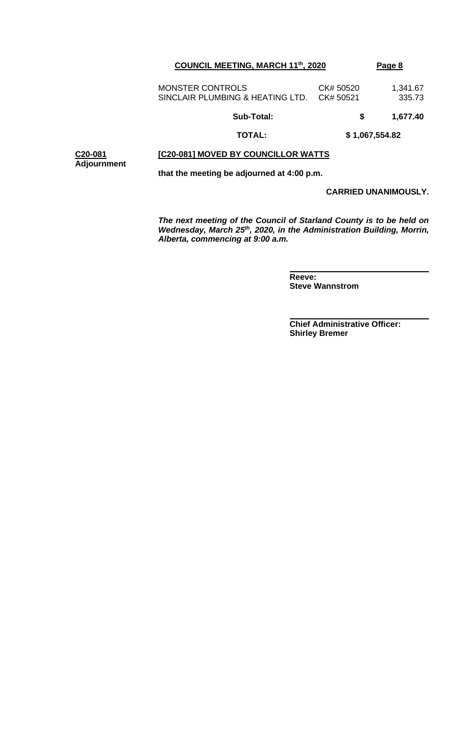| | | |
|---|---|---|
| MONSTER CONTROLS | CK# 50520 | 1,341.67 |
| SINCLAIR PLUMBING & HEATING LTD. | CK# 50521 | 335.73 |
| **Sub-Total:** | **$** | **1,677.40** |
| **TOTAL:** | | **$ 1,067,554.82** |

**C20-081**
**Adjournment**

**[C20-081] MOVED BY COUNCILLOR WATTS**

**that the meeting be adjourned at 4:00 p.m.**

**CARRIED UNANIMOUSLY.**

***The next meeting of the Council of Starland County is to be held on Wednesday, March 25th, 2020, in the Administration Building, Morrin, Alberta, commencing at 9:00 a.m.***

**Reeve:**
**Steve Wannstrom**

**Chief Administrative Officer:**
**Shirley Bremer**